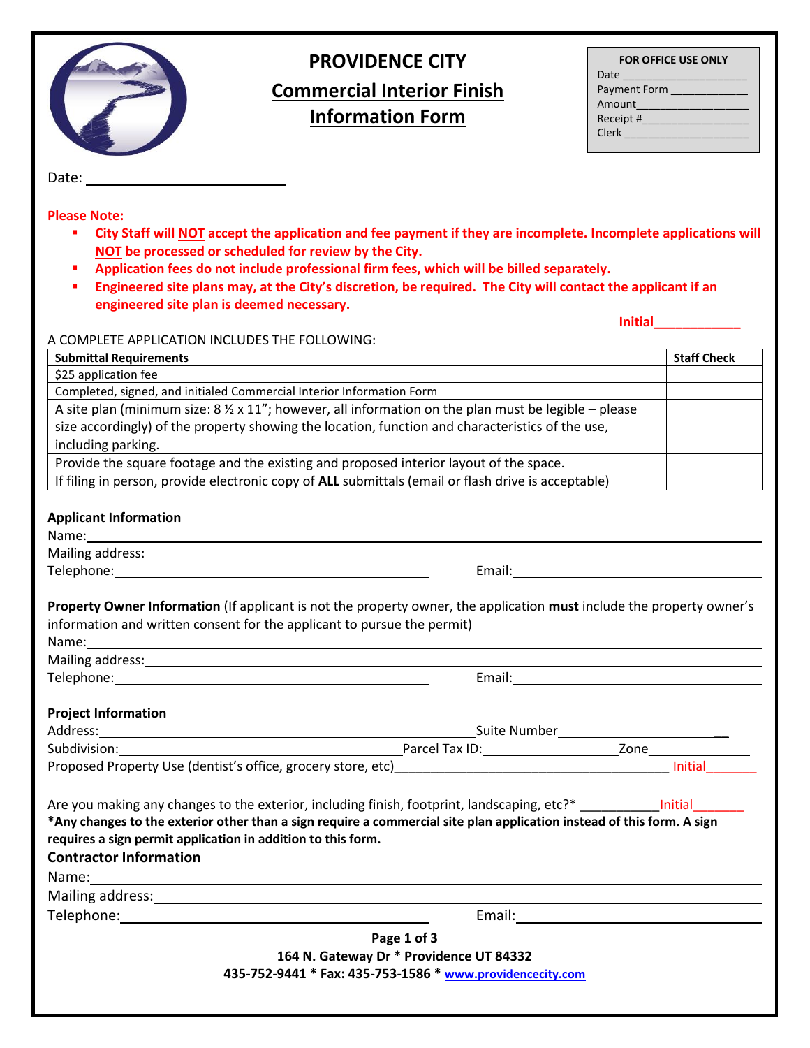# PROVIDENCE CITY

## Commercial Interior Finish Information Form

| FOR OFFICE USE ONLY |
|---|
| Date ____________________ |
| Payment Form ____________ |
| Amount__________________ |
| Receipt #________________ |
| Clerk ____________________ |

Date: ______________________

**Please Note:**

- **City Staff will NOT accept the application and fee payment if they are incomplete. Incomplete applications will NOT be processed or scheduled for review by the City.**
- **Application fees do not include professional firm fees, which will be billed separately.**
- **Engineered site plans may, at the City's discretion, be required. The City will contact the applicant if an engineered site plan is deemed necessary.**

**Initial___________**

A COMPLETE APPLICATION INCLUDES THE FOLLOWING:

| Submittal Requirements | Staff Check |
|---|---|
| $25 application fee | |
| Completed, signed, and initialed Commercial Interior Information Form | |
| A site plan (minimum size: 8 ½ x 11"; however, all information on the plan must be legible – please size accordingly) of the property showing the location, function and characteristics of the use, including parking. | |
| Provide the square footage and the existing and proposed interior layout of the space. | |
| If filing in person, provide electronic copy of **ALL** submittals (email or flash drive is acceptable) | |

**Applicant Information**

Name:_______________________________________________

Mailing address:_______________________________________

Telephone:_____________________ Email:_____________________

**Property Owner Information** (If applicant is not the property owner, the application **must** include the property owner's information and written consent for the applicant to pursue the permit)

Name:_______________________________________________

Mailing address:_______________________________________

Telephone:_____________________ Email:_____________________

**Project Information**

Address:_____________________________ Suite Number_______________

Subdivision:_____________________ Parcel Tax ID:_______________ Zone_______________

Proposed Property Use (dentist's office, grocery store, etc)_______________________ Initial_______

Are you making any changes to the exterior, including finish, footprint, landscaping, etc?* __________ Initial_______

**\*Any changes to the exterior other than a sign require a commercial site plan application instead of this form. A sign requires a sign permit application in addition to this form.**

**Contractor Information**

Name:_______________________________________________

Mailing address:_______________________________________

Telephone:_____________________ Email:_____________________

**164 N. Gateway Dr * Providence UT 84332**

**435-752-9441 * Fax: 435-753-1586 * www.providencecity.com**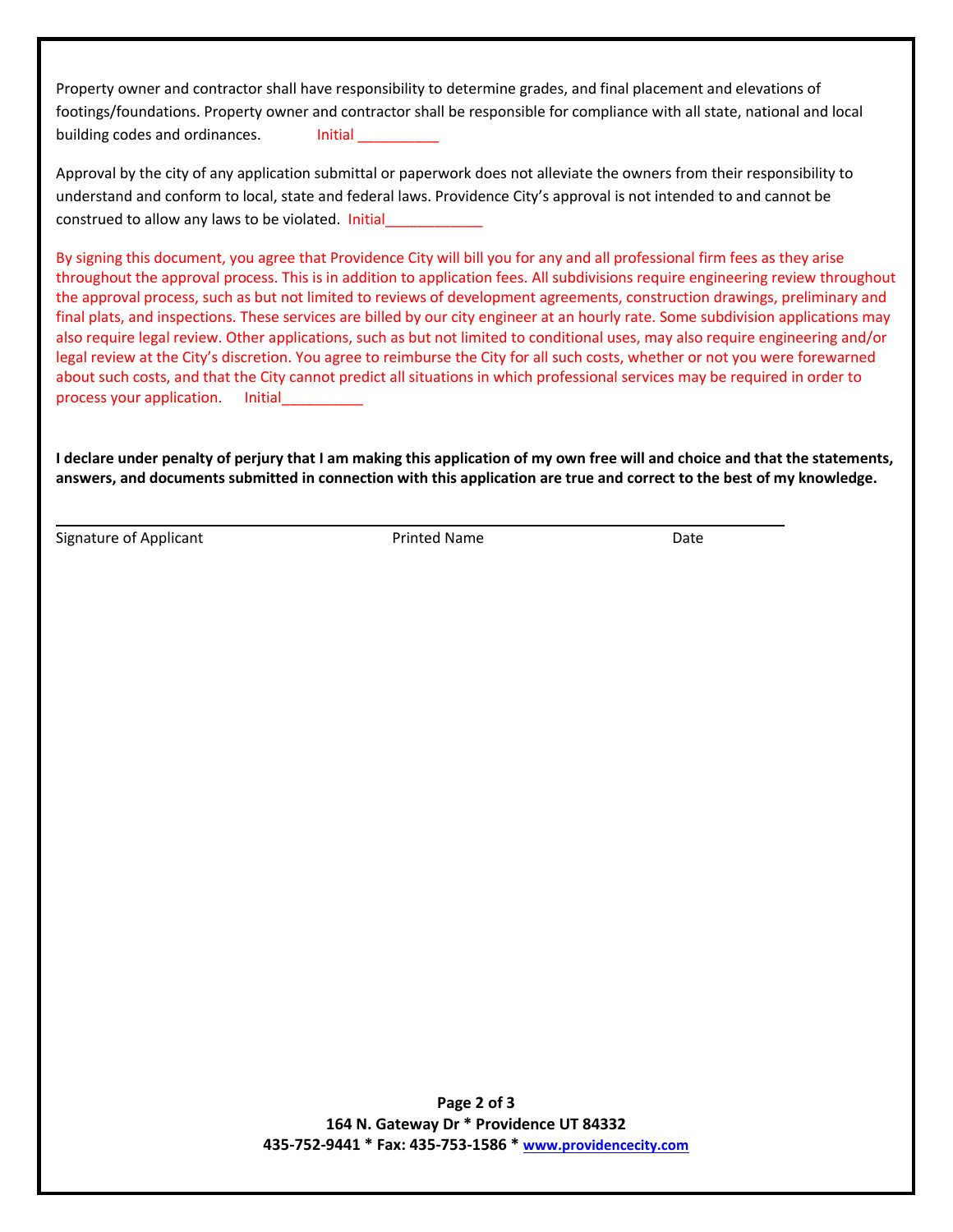Property owner and contractor shall have responsibility to determine grades, and final placement and elevations of footings/foundations. Property owner and contractor shall be responsible for compliance with all state, national and local building codes and ordinances. Initial __________

Approval by the city of any application submittal or paperwork does not alleviate the owners from their responsibility to understand and conform to local, state and federal laws. Providence City's approval is not intended to and cannot be construed to allow any laws to be violated. Initial____________

By signing this document, you agree that Providence City will bill you for any and all professional firm fees as they arise throughout the approval process. This is in addition to application fees. All subdivisions require engineering review throughout the approval process, such as but not limited to reviews of development agreements, construction drawings, preliminary and final plats, and inspections. These services are billed by our city engineer at an hourly rate. Some subdivision applications may also require legal review. Other applications, such as but not limited to conditional uses, may also require engineering and/or legal review at the City's discretion. You agree to reimburse the City for all such costs, whether or not you were forewarned about such costs, and that the City cannot predict all situations in which professional services may be required in order to process your application. Initial__________

**I declare under penalty of perjury that I am making this application of my own free will and choice and that the statements, answers, and documents submitted in connection with this application are true and correct to the best of my knowledge.**

______________________________________________________________________

Signature of Applicant          Printed Name          Date

**164 N. Gateway Dr * Providence UT 84332**
**435-752-9441 * Fax: 435-753-1586 * [www.providencecity.com](http://www.providencecity.com)**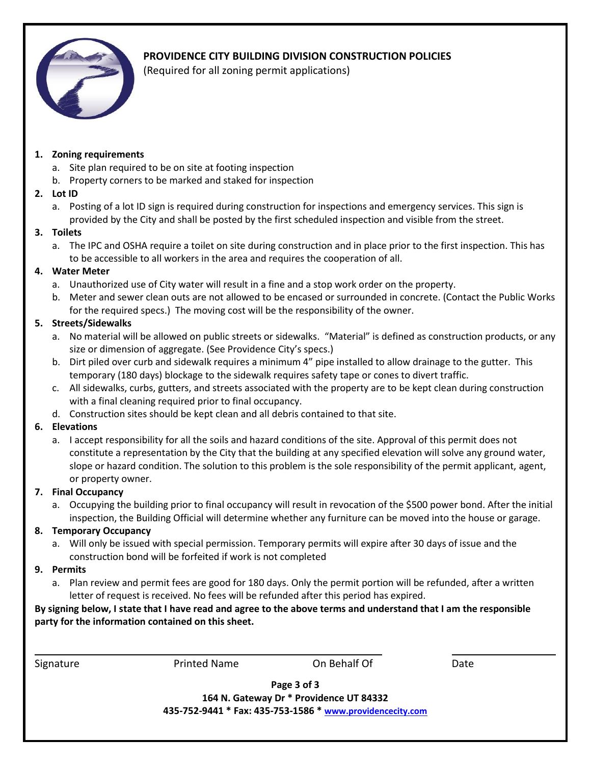# PROVIDENCE CITY BUILDING DIVISION CONSTRUCTION POLICIES

(Required for all zoning permit applications)

1. **Zoning requirements**
   a. Site plan required to be on site at footing inspection
   b. Property corners to be marked and staked for inspection
2. **Lot ID**
   a. Posting of a lot ID sign is required during construction for inspections and emergency services. This sign is provided by the City and shall be posted by the first scheduled inspection and visible from the street.
3. **Toilets**
   a. The IPC and OSHA require a toilet on site during construction and in place prior to the first inspection. This has to be accessible to all workers in the area and requires the cooperation of all.
4. **Water Meter**
   a. Unauthorized use of City water will result in a fine and a stop work order on the property.
   b. Meter and sewer clean outs are not allowed to be encased or surrounded in concrete. (Contact the Public Works for the required specs.) The moving cost will be the responsibility of the owner.
5. **Streets/Sidewalks**
   a. No material will be allowed on public streets or sidewalks. "Material" is defined as construction products, or any size or dimension of aggregate. (See Providence City's specs.)
   b. Dirt piled over curb and sidewalk requires a minimum 4" pipe installed to allow drainage to the gutter. This temporary (180 days) blockage to the sidewalk requires safety tape or cones to divert traffic.
   c. All sidewalks, curbs, gutters, and streets associated with the property are to be kept clean during construction with a final cleaning required prior to final occupancy.
   d. Construction sites should be kept clean and all debris contained to that site.
6. **Elevations**
   a. I accept responsibility for all the soils and hazard conditions of the site. Approval of this permit does not constitute a representation by the City that the building at any specified elevation will solve any ground water, slope or hazard condition. The solution to this problem is the sole responsibility of the permit applicant, agent, or property owner.
7. **Final Occupancy**
   a. Occupying the building prior to final occupancy will result in revocation of the $500 power bond. After the initial inspection, the Building Official will determine whether any furniture can be moved into the house or garage.
8. **Temporary Occupancy**
   a. Will only be issued with special permission. Temporary permits will expire after 30 days of issue and the construction bond will be forfeited if work is not completed
9. **Permits**
   a. Plan review and permit fees are good for 180 days. Only the permit portion will be refunded, after a written letter of request is received. No fees will be refunded after this period has expired.

**By signing below, I state that I have read and agree to the above terms and understand that I am the responsible party for the information contained on this sheet.**

Signature ______________ Printed Name ______________ On Behalf Of ______________ Date ______________

**164 N. Gateway Dr * Providence UT 84332**
**435-752-9441 * Fax: 435-753-1586 * www.providencecity.com**